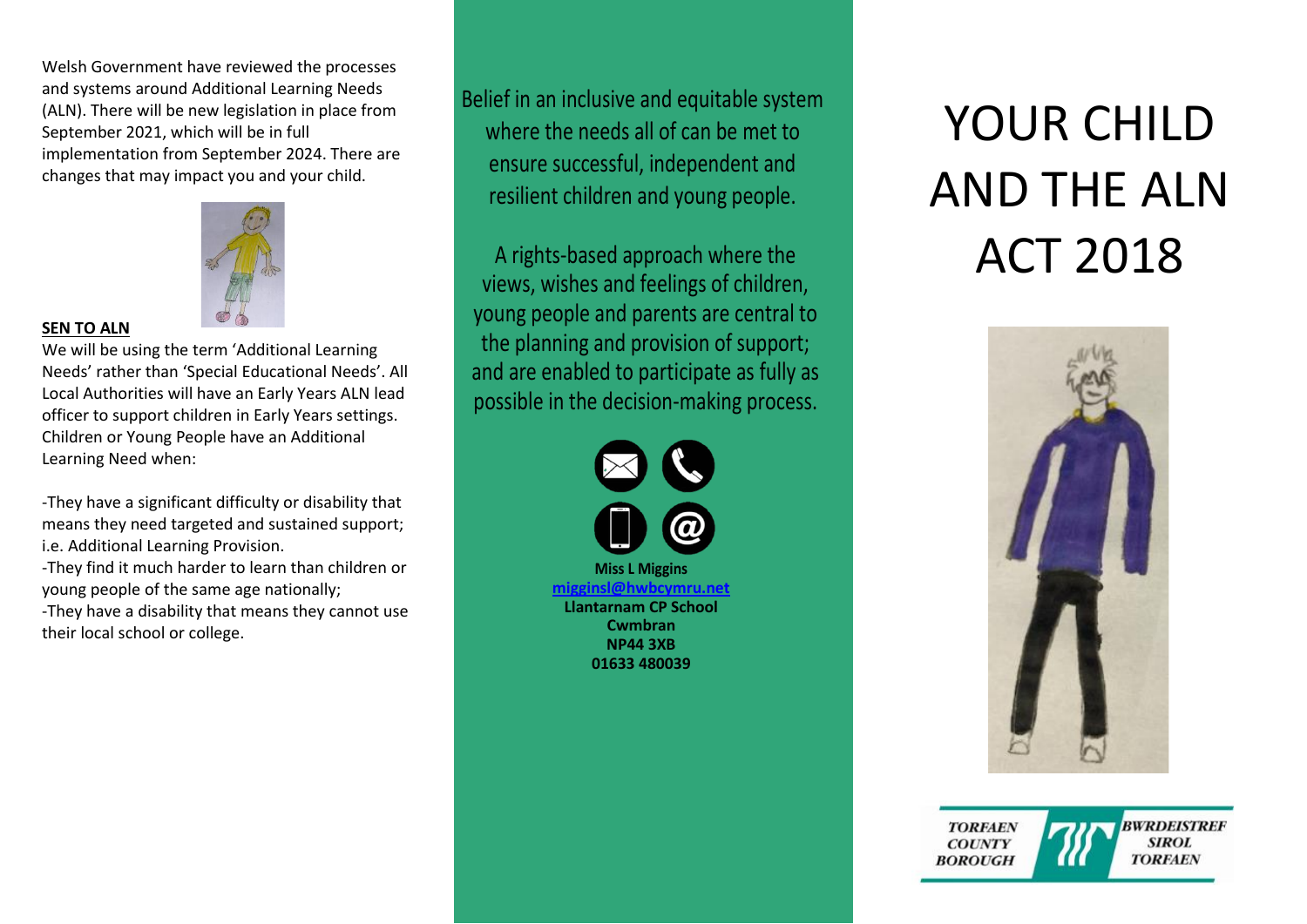Welsh Government have reviewed the processes and systems around Additional Learning Needs (ALN). There will be new legislation in place from September 2021, which will be in full implementation from September 2024. There are changes that may impact you and your child.

**SEN TO ALN**

We will be using the term 'Additional Learning Needs' rather than 'Special Educational Needs'. All Local Authorities will have an Early Years ALN lead officer to support children in Early Years settings. Children or Young People have an Additional Learning Need when:

-They have a significant difficulty or disability that means they need targeted and sustained support; i.e. Additional Learning Provision.
-They find it much harder to learn than children or young people of the same age nationally;
-They have a disability that means they cannot use their local school or college.

Belief in an inclusive and equitable system where the needs all of can be met to ensure successful, independent and resilient children and young people.

A rights-based approach where the views, wishes and feelings of children, young people and parents are central to the planning and provision of support; and are enabled to participate as fully as possible in the decision-making process.

**Miss L Miggins**
**migginsl@hwbcymru.net**
**Llantarnam CP School**
**Cwmbran**
**NP44 3XB**
**01633 480039**

# YOUR CHILD AND THE ALN ACT 2018

TORFAEN COUNTY BOROUGH
BWRDEISTREF SIROL TORFAEN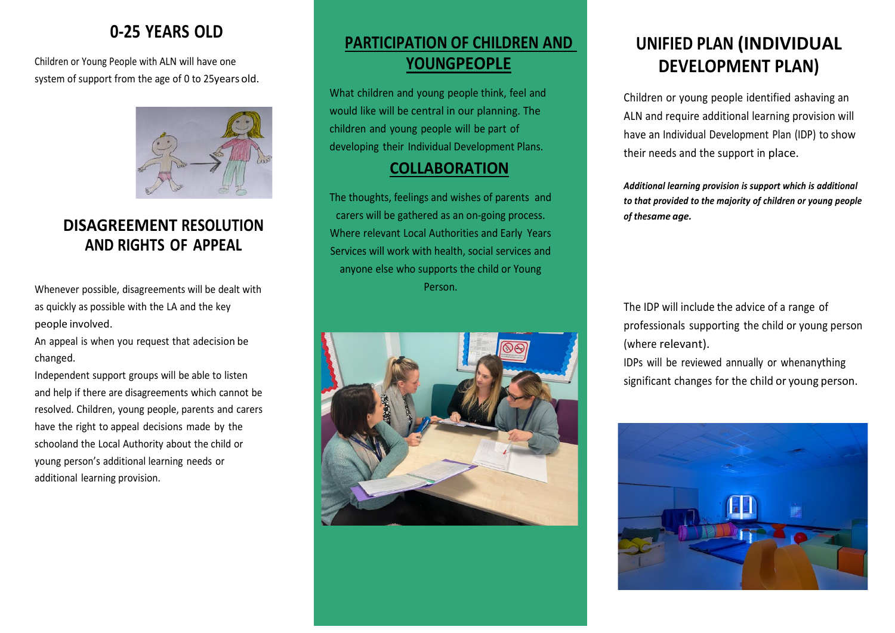## 0-25 YEARS OLD

Children or Young People with ALN will have one system of support from the age of 0 to 25years old.

## DISAGREEMENT RESOLUTION AND RIGHTS OF APPEAL

Whenever possible, disagreements will be dealt with as quickly as possible with the LA and the key people involved.

An appeal is when you request that adecision be changed.

Independent support groups will be able to listen and help if there are disagreements which cannot be resolved. Children, young people, parents and carers have the right to appeal decisions made by the schooland the Local Authority about the child or young person's additional learning needs or additional learning provision.

## PARTICIPATION OF CHILDREN AND YOUNGPEOPLE

What children and young people think, feel and would like will be central in our planning. The children and young people will be part of developing their Individual Development Plans.

## COLLABORATION

The thoughts, feelings and wishes of parents and carers will be gathered as an on-going process. Where relevant Local Authorities and Early Years Services will work with health, social services and anyone else who supports the child or Young Person.

## UNIFIED PLAN (INDIVIDUAL DEVELOPMENT PLAN)

Children or young people identified ashaving an ALN and require additional learning provision will have an Individual Development Plan (IDP) to show their needs and the support in place.

***Additional learning provision is support which is additional to that provided to the majority of children or young people of thesame age.***

The IDP will include the advice of a range of professionals supporting the child or young person (where relevant).

IDPs will be reviewed annually or whenanything significant changes for the child or young person.